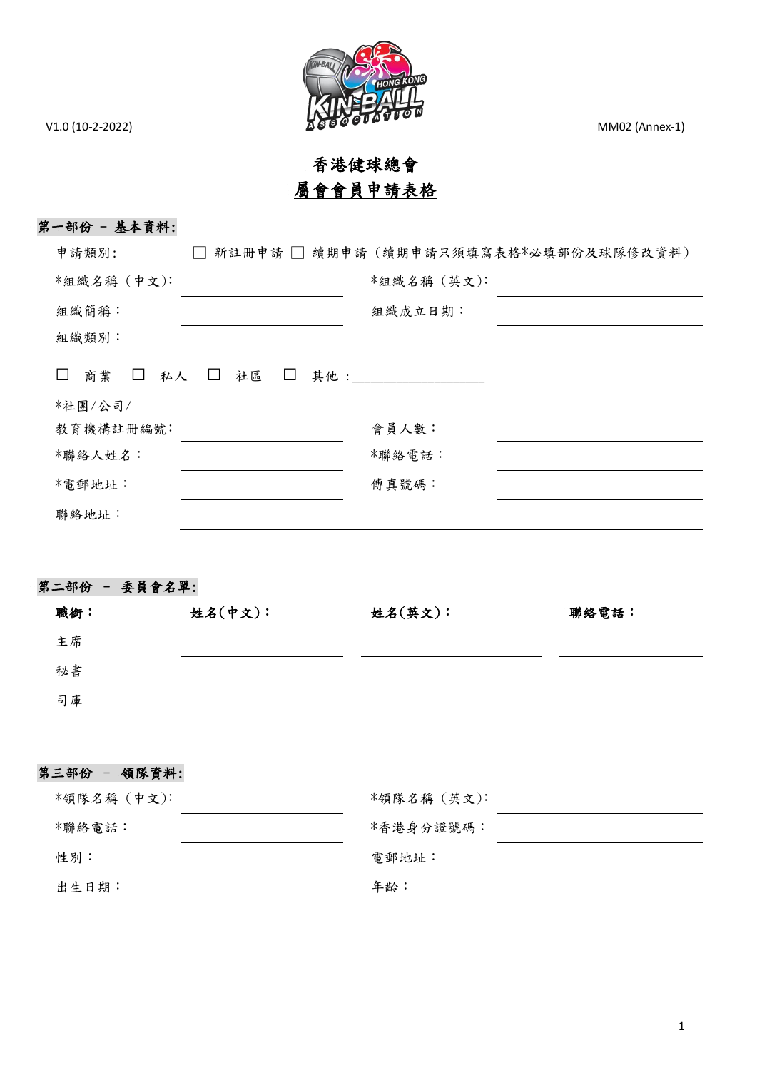V1.0 (10-2-2022) MM02 (Annex-1)

# 香港健球總會

## 屬會會員申請表格

**第一部份 – 基本資料:**

申請類別: ☐ 新註冊申請 ☐ 續期申請（續期申請只須填寫表格*必填部份及球隊修改資料）

*組織名稱（中文）: ____________ *組織名稱（英文）: ____________

組織簡稱： ____________ 組織成立日期： ____________

組織類別：

☐ 商業 ☐ 私人 ☐ 社區 ☐ 其他：____________

*社團/公司/教育機構註冊編號: ____________ 會員人數： ____________

*聯絡人姓名： ____________ *聯絡電話： ____________

*電郵地址： ____________ 傳真號碼： ____________

聯絡地址： ____________

**第二部份 – 委員會名單:**

| **職銜：** | **姓名(中文)：** | **姓名(英文)：** | **聯絡電話：** |
|---|---|---|---|
| 主席 | | | |
| 秘書 | | | |
| 司庫 | | | |

**第三部份 – 領隊資料:**

*領隊名稱（中文): ____________ *領隊名稱（英文): ____________

*聯絡電話： ____________ *香港身分證號碼： ____________

性別： ____________ 電郵地址： ____________

出生日期： ____________ 年齡： ____________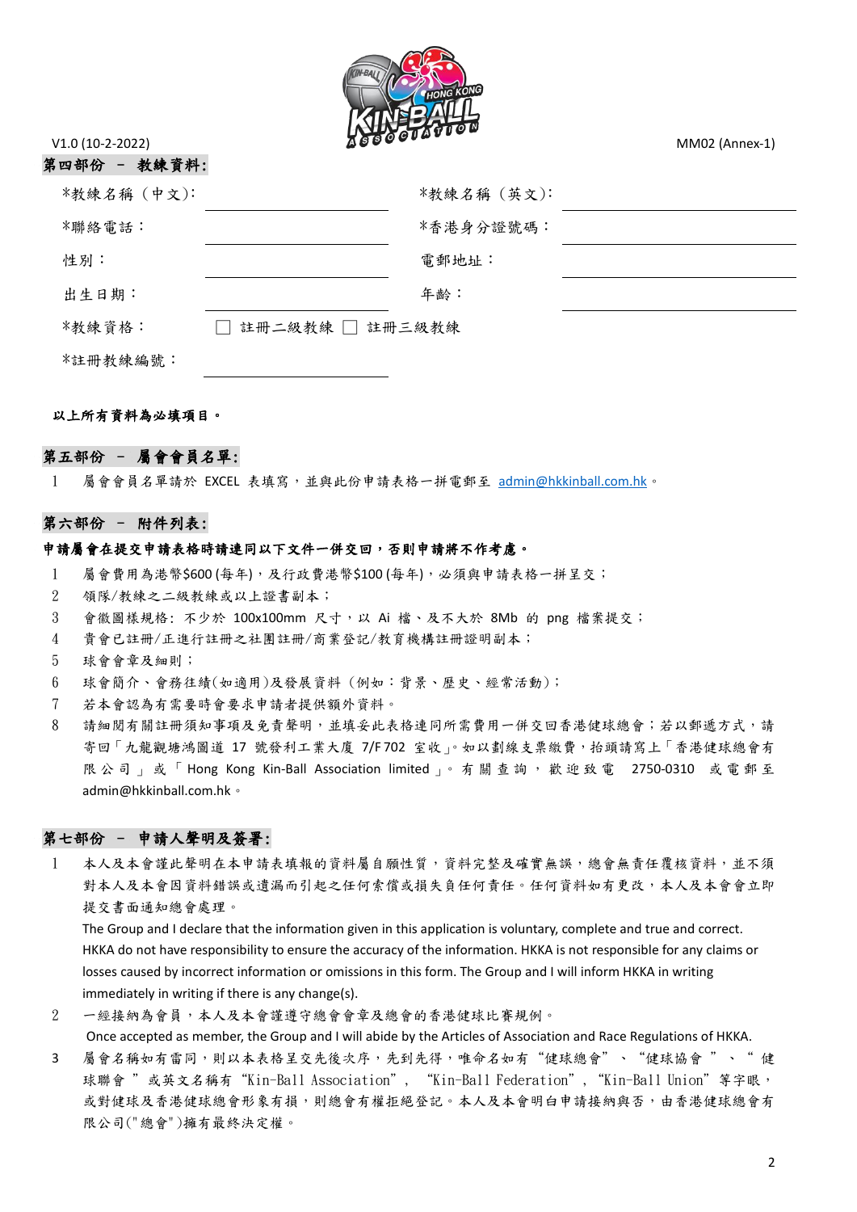## 第四部份 – 教練資料:

| | | | |
|---|---|---|---|
| *教練名稱（中文）: | | *教練名稱（英文）: | |
| *聯絡電話： | | *香港身分證號碼： | |
| 性別： | | 電郵地址： | |
| 出生日期： | | 年齡： | |
| *教練資格： | ☐ 註冊二級教練 ☐ 註冊三級教練 | | |
| *註冊教練編號： | | | |

**以上所有資料為必填項目。**

## 第五部份 – 屬會會員名單:

1 屬會會員名單請於 EXCEL 表填寫，並與此份申請表格一拼電郵至 admin@hkkinball.com.hk。

## 第六部份 – 附件列表:

**申請屬會在提交申請表格時請連同以下文件一併交回，否則申請將不作考慮。**

1 屬會費用為港幣$600 (每年)，及行政費港幣$100 (每年)，必須與申請表格一拼呈交；
2 領隊/教練之二級教練或以上證書副本；
3 會徽圖樣規格: 不少於 100x100mm 尺寸，以 Ai 檔、及不大於 8Mb 的 png 檔案提交；
4 貴會已註冊/正進行註冊之社團註冊/商業登記/教育機構註冊證明副本；
5 球會會章及細則；
6 球會簡介、會務往績(如適用)及發展資料（例如：背景、歷史、經常活動)；
7 若本會認為有需要時會要求申請者提供額外資料。
8 請細閱有關註冊須知事項及免責聲明，並填妥此表格連同所需費用一併交回香港健球總會；若以郵遞方式，請寄回「九龍觀塘鴻圖道 17 號發利工業大廈 7/F 702 室收」。如以劃線支票繳費，抬頭請寫上「香港健球總會有限公司」或「Hong Kong Kin-Ball Association limited」。有關查詢，歡迎致電 2750-0310 或電郵至 admin@hkkinball.com.hk。

## 第七部份 – 申請人聲明及簽署:

1 本人及本會謹此聲明在本申請表填報的資料屬自願性質，資料完整及確實無誤，總會無責任覆核資料，並不須對本人及本會因資料錯誤或遺漏而引起之任何索償或損失負任何責任。任何資料如有更改，本人及本會會立即提交書面通知總會處理。
The Group and I declare that the information given in this application is voluntary, complete and true and correct. HKKA do not have responsibility to ensure the accuracy of the information. HKKA is not responsible for any claims or losses caused by incorrect information or omissions in this form. The Group and I will inform HKKA in writing immediately in writing if there is any change(s).
2 一經接納為會員，本人及本會謹遵守總會會章及總會的香港健球比賽規例。
Once accepted as member, the Group and I will abide by the Articles of Association and Race Regulations of HKKA.
3 屬會名稱如有雷同，則以本表格呈交先後次序，先到先得，唯命名如有"健球總會"、"健球協會"、"健球聯會"或英文名稱有"Kin-Ball Association"，"Kin-Ball Federation"，"Kin-Ball Union"等字眼，或對健球及香港健球總會形象有損，則總會有權拒絕登記。本人及本會明白申請接納與否，由香港健球總會有限公司("總會")擁有最終決定權。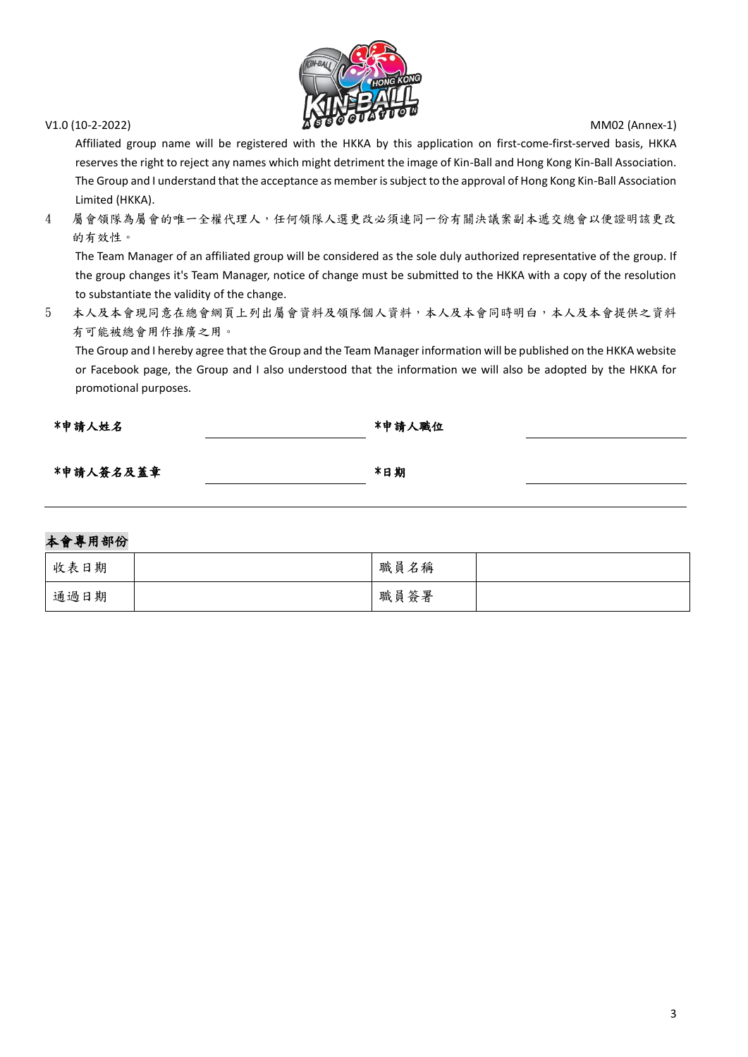Affiliated group name will be registered with the HKKA by this application on first-come-first-served basis, HKKA reserves the right to reject any names which might detriment the image of Kin-Ball and Hong Kong Kin-Ball Association. The Group and I understand that the acceptance as member is subject to the approval of Hong Kong Kin-Ball Association Limited (HKKA).

4. 屬會領隊為屬會的唯一全權代理人，任何領隊人選更改必須連同一份有關決議案副本遞交總會以便證明該更改的有效性。

   The Team Manager of an affiliated group will be considered as the sole duly authorized representative of the group. If the group changes it's Team Manager, notice of change must be submitted to the HKKA with a copy of the resolution to substantiate the validity of the change.

5. 本人及本會現同意在總會網頁上列出屬會資料及領隊個人資料，本人及本會同時明白，本人及本會提供之資料有可能被總會用作推廣之用。

   The Group and I hereby agree that the Group and the Team Manager information will be published on the HKKA website or Facebook page, the Group and I also understood that the information we will also be adopted by the HKKA for promotional purposes.

**\*申請人姓名** ____________________ **\*申請人職位** ____________________

**\*申請人簽名及蓋章** ____________________ **\*日期** ____________________

---

**本會專用部份**

| | | | |
|---|---|---|---|
| 收表日期 | | 職員名稱 | |
| 通過日期 | | 職員簽署 | |